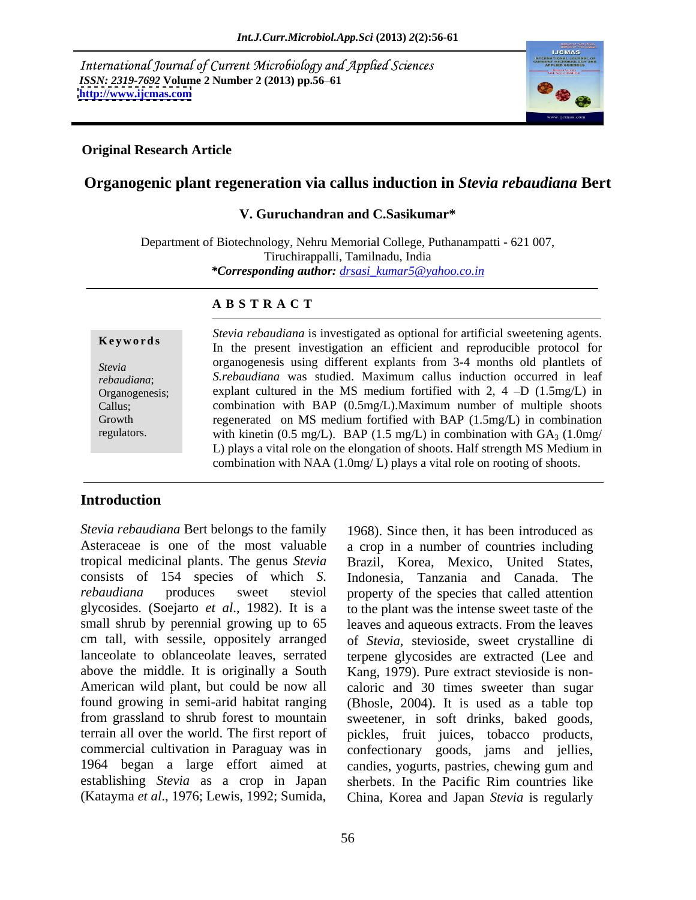International Journal of Current Microbiology and Applied Sciences
*ISSN: 2319-7692* **Volume 2 Number 2 (2013) pp.56–61**
**http://www.ijcmas.com**

**Original Research Article**

# Organogenic plant regeneration via callus induction in *Stevia rebaudiana* Bert

**V. Guruchandran and C.Sasikumar***

Department of Biotechnology, Nehru Memorial College, Puthanampatti - 621 007, Tiruchirappalli, Tamilnadu, India

***Corresponding author:** *drsasi_kumar5@yahoo.co.in*

## ABSTRACT

**Keywords**

*Stevia rebaudiana*; Organogenesis; Callus; Growth regulators.

*Stevia rebaudiana* is investigated as optional for artificial sweetening agents. In the present investigation an efficient and reproducible protocol for organogenesis using different explants from 3-4 months old plantlets of *S.rebaudiana* was studied. Maximum callus induction occurred in leaf explant cultured in the MS medium fortified with 2, 4 –D (1.5mg/L) in combination with BAP (0.5mg/L).Maximum number of multiple shoots regenerated on MS medium fortified with BAP (1.5mg/L) in combination with kinetin (0.5 mg/L). BAP (1.5 mg/L) in combination with $GA_3$ (1.0mg/ L) plays a vital role on the elongation of shoots. Half strength MS Medium in combination with NAA (1.0mg/ L) plays a vital role on rooting of shoots.

## Introduction

*Stevia rebaudiana* Bert belongs to the family Asteraceae is one of the most valuable tropical medicinal plants. The genus *Stevia* consists of 154 species of which *S. rebaudiana* produces sweet steviol glycosides. (Soejarto *et al*., 1982). It is a small shrub by perennial growing up to 65 cm tall, with sessile, oppositely arranged lanceolate to oblanceolate leaves, serrated above the middle. It is originally a South American wild plant, but could be now all found growing in semi-arid habitat ranging from grassland to shrub forest to mountain terrain all over the world. The first report of commercial cultivation in Paraguay was in 1964 began a large effort aimed at establishing *Stevia* as a crop in Japan (Katayma *et al*., 1976; Lewis, 1992; Sumida, 1968). Since then, it has been introduced as a crop in a number of countries including Brazil, Korea, Mexico, United States, Indonesia, Tanzania and Canada. The property of the species that called attention to the plant was the intense sweet taste of the leaves and aqueous extracts. From the leaves of *Stevia*, stevioside, sweet crystalline di terpene glycosides are extracted (Lee and Kang, 1979). Pure extract stevioside is non-caloric and 30 times sweeter than sugar (Bhosle, 2004). It is used as a table top sweetener, in soft drinks, baked goods, pickles, fruit juices, tobacco products, confectionary goods, jams and jellies, candies, yogurts, pastries, chewing gum and sherbets. In the Pacific Rim countries like China, Korea and Japan *Stevia* is regularly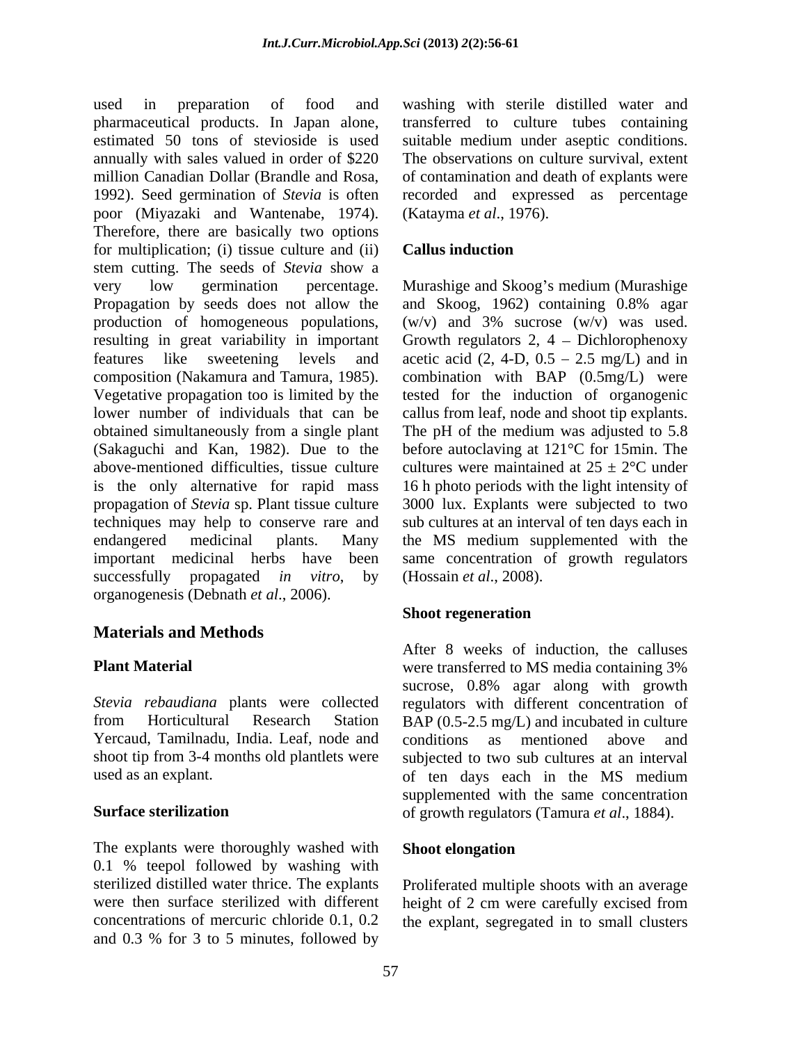used in preparation of food and pharmaceutical products. In Japan alone, estimated 50 tons of stevioside is used annually with sales valued in order of $220 million Canadian Dollar (Brandle and Rosa, 1992). Seed germination of *Stevia* is often poor (Miyazaki and Wantenabe, 1974). Therefore, there are basically two options for multiplication; (i) tissue culture and (ii) stem cutting. The seeds of *Stevia* show a very low germination percentage. Propagation by seeds does not allow the production of homogeneous populations, resulting in great variability in important features like sweetening levels and composition (Nakamura and Tamura, 1985). Vegetative propagation too is limited by the lower number of individuals that can be obtained simultaneously from a single plant (Sakaguchi and Kan, 1982). Due to the above-mentioned difficulties, tissue culture is the only alternative for rapid mass propagation of *Stevia* sp. Plant tissue culture techniques may help to conserve rare and endangered medicinal plants. Many important medicinal herbs have been successfully propagated *in vitro*, by organogenesis (Debnath *et al*., 2006).

## Materials and Methods

### Plant Material

*Stevia rebaudiana* plants were collected from Horticultural Research Station Yercaud, Tamilnadu, India. Leaf, node and shoot tip from 3-4 months old plantlets were used as an explant.

### Surface sterilization

The explants were thoroughly washed with 0.1 % teepol followed by washing with sterilized distilled water thrice. The explants were then surface sterilized with different concentrations of mercuric chloride 0.1, 0.2 and 0.3 % for 3 to 5 minutes, followed by washing with sterile distilled water and transferred to culture tubes containing suitable medium under aseptic conditions. The observations on culture survival, extent of contamination and death of explants were recorded and expressed as percentage (Katayma *et al*., 1976).

### Callus induction

Murashige and Skoog's medium (Murashige and Skoog, 1962) containing 0.8% agar (w/v) and 3% sucrose (w/v) was used. Growth regulators 2, 4 – Dichlorophenoxy acetic acid (2, 4-D, 0.5 – 2.5 mg/L) and in combination with BAP (0.5mg/L) were tested for the induction of organogenic callus from leaf, node and shoot tip explants. The pH of the medium was adjusted to 5.8 before autoclaving at 121°C for 15min. The cultures were maintained at 25 ± 2°C under 16 h photo periods with the light intensity of 3000 lux. Explants were subjected to two sub cultures at an interval of ten days each in the MS medium supplemented with the same concentration of growth regulators (Hossain *et al*., 2008).

### Shoot regeneration

After 8 weeks of induction, the calluses were transferred to MS media containing 3% sucrose, 0.8% agar along with growth regulators with different concentration of BAP (0.5-2.5 mg/L) and incubated in culture conditions as mentioned above and subjected to two sub cultures at an interval of ten days each in the MS medium supplemented with the same concentration of growth regulators (Tamura *et al*., 1884).

### Shoot elongation

Proliferated multiple shoots with an average height of 2 cm were carefully excised from the explant, segregated in to small clusters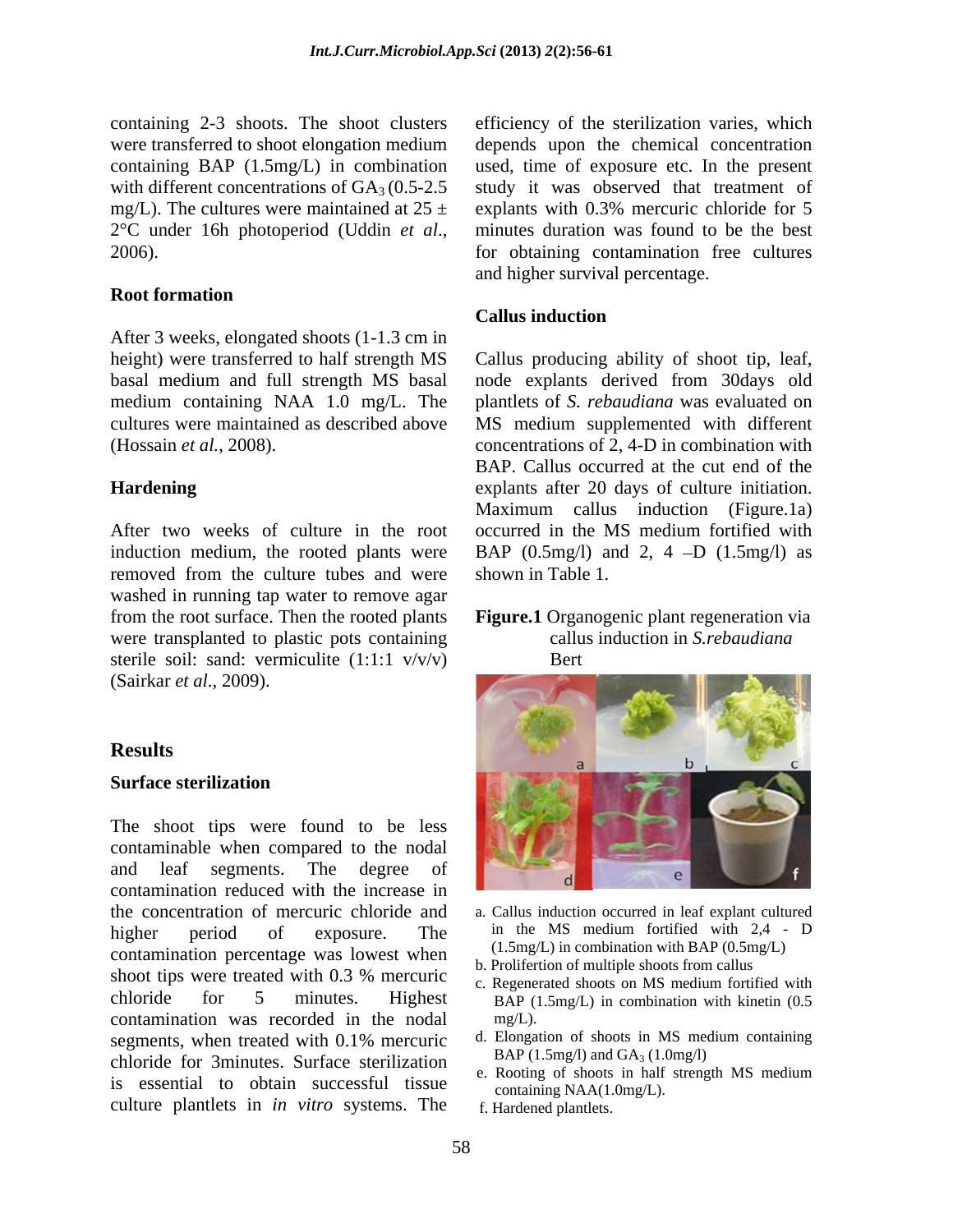containing 2-3 shoots. The shoot clusters were transferred to shoot elongation medium containing BAP (1.5mg/L) in combination with different concentrations of $GA_3$ (0.5-2.5 mg/L). The cultures were maintained at 25 ± 2°C under 16h photoperiod (Uddin *et al*., 2006).

### Root formation

After 3 weeks, elongated shoots (1-1.3 cm in height) were transferred to half strength MS basal medium and full strength MS basal medium containing NAA 1.0 mg/L. The cultures were maintained as described above (Hossain *et al.*, 2008).

### Hardening

After two weeks of culture in the root induction medium, the rooted plants were removed from the culture tubes and were washed in running tap water to remove agar from the root surface. Then the rooted plants were transplanted to plastic pots containing sterile soil: sand: vermiculite (1:1:1 v/v/v) (Sairkar *et al*., 2009).

## Results

### Surface sterilization

The shoot tips were found to be less contaminable when compared to the nodal and leaf segments. The degree of contamination reduced with the increase in the concentration of mercuric chloride and higher period of exposure. The contamination percentage was lowest when shoot tips were treated with 0.3 % mercuric chloride for 5 minutes. Highest contamination was recorded in the nodal segments, when treated with 0.1% mercuric chloride for 3minutes. Surface sterilization is essential to obtain successful tissue culture plantlets in *in vitro* systems. The efficiency of the sterilization varies, which depends upon the chemical concentration used, time of exposure etc. In the present study it was observed that treatment of explants with 0.3% mercuric chloride for 5 minutes duration was found to be the best for obtaining contamination free cultures and higher survival percentage.

### Callus induction

Callus producing ability of shoot tip, leaf, node explants derived from 30days old plantlets of *S. rebaudiana* was evaluated on MS medium supplemented with different concentrations of 2, 4-D in combination with BAP. Callus occurred at the cut end of the explants after 20 days of culture initiation. Maximum callus induction (Figure.1a) occurred in the MS medium fortified with BAP (0.5mg/l) and 2, 4 –D (1.5mg/l) as shown in Table 1.

**Figure.1** Organogenic plant regeneration via callus induction in *S.rebaudiana* Bert

a. Callus induction occurred in leaf explant cultured in the MS medium fortified with 2,4 - D (1.5mg/L) in combination with BAP (0.5mg/L)
b. Prolifertion of multiple shoots from callus
c. Regenerated shoots on MS medium fortified with BAP (1.5mg/L) in combination with kinetin (0.5 mg/L).
d. Elongation of shoots in MS medium containing BAP (1.5mg/l) and $GA_3$ (1.0mg/l)
e. Rooting of shoots in half strength MS medium containing NAA(1.0mg/L).
f. Hardened plantlets.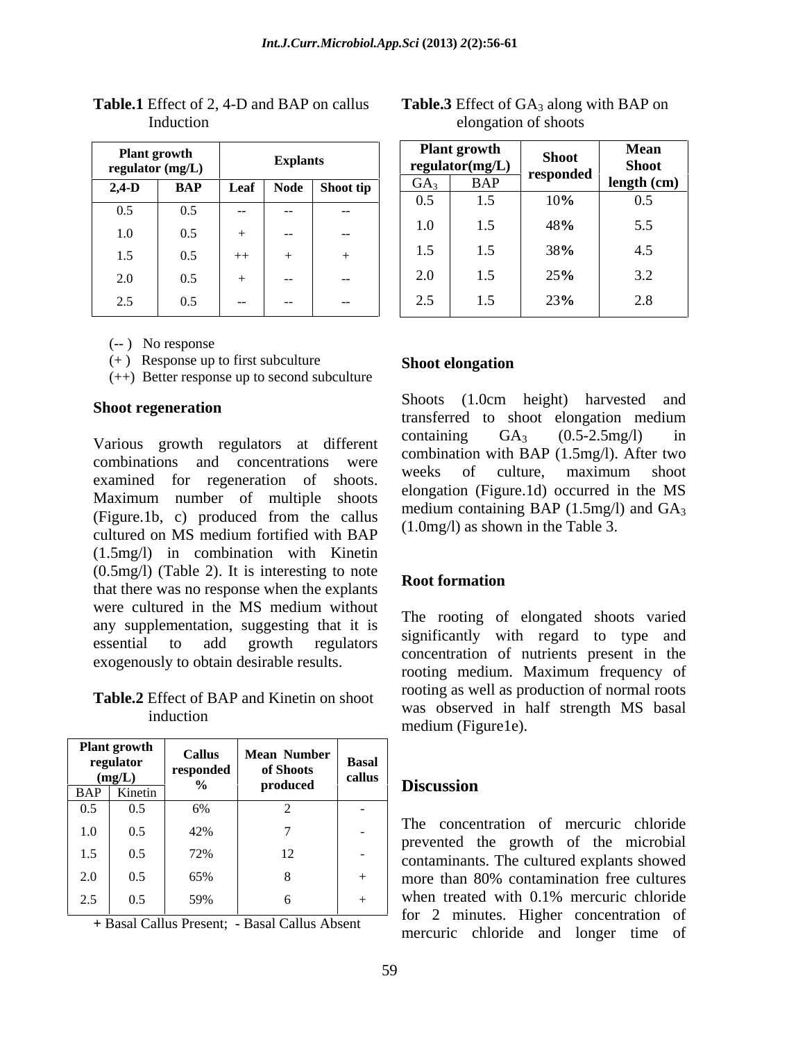**Table.1** Effect of 2, 4-D and BAP on callus Induction

| Plant growth regulator (mg/L) | | Explants | | |
|---|---|---|---|---|
| 2,4-D | BAP | Leaf | Node | Shoot tip |
| 0.5 | 0.5 | -- | -- | -- |
| 1.0 | 0.5 | + | -- | -- |
| 1.5 | 0.5 | ++ | + | + |
| 2.0 | 0.5 | + | -- | -- |
| 2.5 | 0.5 | -- | -- | -- |

(-- ) No response

(+ ) Response up to first subculture

(++) Better response up to second subculture

### Shoot regeneration

Various growth regulators at different combinations and concentrations were examined for regeneration of shoots. Maximum number of multiple shoots (Figure.1b, c) produced from the callus cultured on MS medium fortified with BAP (1.5mg/l) in combination with Kinetin (0.5mg/l) (Table 2). It is interesting to note that there was no response when the explants were cultured in the MS medium without any supplementation, suggesting that it is essential to add growth regulators exogenously to obtain desirable results.

**Table.2** Effect of BAP and Kinetin on shoot induction

| Plant growth regulator (mg/L) | | Callus responded % | Mean Number of Shoots produced | Basal callus |
|---|---|---|---|---|
| BAP | Kinetin | | | |
| 0.5 | 0.5 | 6% | 2 | - |
| 1.0 | 0.5 | 42% | 7 | - |
| 1.5 | 0.5 | 72% | 12 | - |
| 2.0 | 0.5 | 65% | 8 | + |
| 2.5 | 0.5 | 59% | 6 | + |

**+** Basal Callus Present; - Basal Callus Absent

**Table.3** Effect of $GA_3$ along with BAP on elongation of shoots

| Plant growth regulator(mg/L) | | Shoot responded | Mean Shoot length (cm) |
|---|---|---|---|
| $GA_3$ | BAP | | |
| 0.5 | 1.5 | 10% | 0.5 |
| 1.0 | 1.5 | 48% | 5.5 |
| 1.5 | 1.5 | 38% | 4.5 |
| 2.0 | 1.5 | 25% | 3.2 |
| 2.5 | 1.5 | 23% | 2.8 |

### Shoot elongation

Shoots (1.0cm height) harvested and transferred to shoot elongation medium containing $GA_3$ (0.5-2.5mg/l) in combination with BAP (1.5mg/l). After two weeks of culture, maximum shoot elongation (Figure.1d) occurred in the MS medium containing BAP (1.5mg/l) and $GA_3$ (1.0mg/l) as shown in the Table 3.

### Root formation

The rooting of elongated shoots varied significantly with regard to type and concentration of nutrients present in the rooting medium. Maximum frequency of rooting as well as production of normal roots was observed in half strength MS basal medium (Figure1e).

## Discussion

The concentration of mercuric chloride prevented the growth of the microbial contaminants. The cultured explants showed more than 80% contamination free cultures when treated with 0.1% mercuric chloride for 2 minutes. Higher concentration of mercuric chloride and longer time of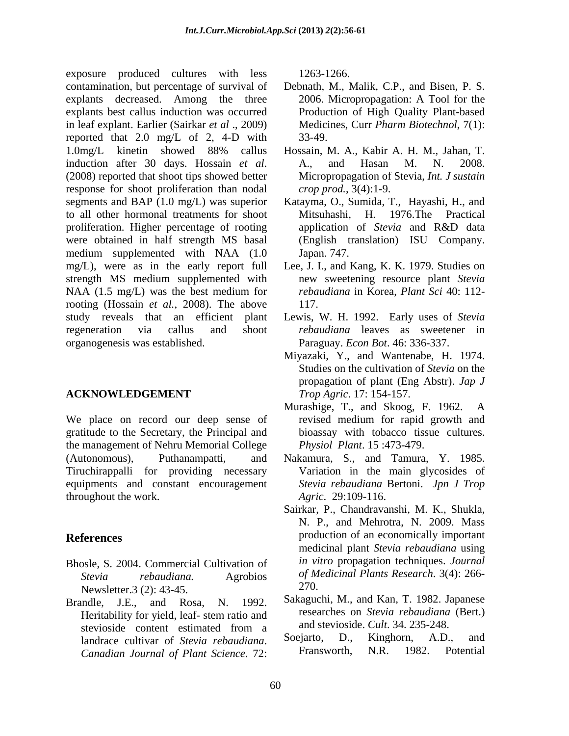exposure produced cultures with less contamination, but percentage of survival of explants decreased. Among the three explants best callus induction was occurred in leaf explant. Earlier (Sairkar *et al* ., 2009) reported that 2.0 mg/L of 2, 4-D with 1.0mg/L kinetin showed 88% callus induction after 30 days. Hossain *et al*. (2008) reported that shoot tips showed better response for shoot proliferation than nodal segments and BAP (1.0 mg/L) was superior to all other hormonal treatments for shoot proliferation. Higher percentage of rooting were obtained in half strength MS basal medium supplemented with NAA (1.0 mg/L), were as in the early report full strength MS medium supplemented with NAA (1.5 mg/L) was the best medium for rooting (Hossain *et al.*, 2008). The above study reveals that an efficient plant regeneration via callus and shoot organogenesis was established.

## ACKNOWLEDGEMENT

We place on record our deep sense of gratitude to the Secretary, the Principal and the management of Nehru Memorial College (Autonomous), Puthanampatti, and Tiruchirappalli for providing necessary equipments and constant encouragement throughout the work.

## References

Bhosle, S. 2004. Commercial Cultivation of *Stevia rebaudiana.* Agrobios Newsletter.3 (2): 43-45.

Brandle, J.E., and Rosa, N. 1992. Heritability for yield, leaf- stem ratio and stevioside content estimated from a landrace cultivar of *Stevia rebaudiana*. *Canadian Journal of Plant Science*. 72: 1263-1266.

Debnath, M., Malik, C.P., and Bisen, P. S. 2006. Micropropagation: A Tool for the Production of High Quality Plant-based Medicines, Curr *Pharm Biotechnol*, 7(1): 33-49.

Hossain, M. A., Kabir A. H. M., Jahan, T. A., and Hasan M. N. 2008. Micropropagation of Stevia, *Int. J sustain crop prod.*, 3(4):1-9.

Katayma, O., Sumida, T., Hayashi, H., and Mitsuhashi, H. 1976.The Practical application of *Stevia* and R&D data (English translation) ISU Company. Japan. 747.

Lee, J. I., and Kang, K. K. 1979. Studies on new sweetening resource plant *Stevia rebaudiana* in Korea, *Plant Sci* 40: 112-117.

Lewis, W. H. 1992. Early uses of *Stevia rebaudiana* leaves as sweetener in Paraguay. *Econ Bot*. 46: 336-337.

Miyazaki, Y., and Wantenabe, H. 1974. Studies on the cultivation of *Stevia* on the propagation of plant (Eng Abstr). *Jap J Trop Agric*. 17: 154-157.

Murashige, T., and Skoog, F. 1962. A revised medium for rapid growth and bioassay with tobacco tissue cultures. *Physiol Plant*. 15 :473-479.

Nakamura, S., and Tamura, Y. 1985. Variation in the main glycosides of *Stevia rebaudiana* Bertoni. *Jpn J Trop Agric*. 29:109-116.

Sairkar, P., Chandravanshi, M. K., Shukla, N. P., and Mehrotra, N. 2009. Mass production of an economically important medicinal plant *Stevia rebaudiana* using *in vitro* propagation techniques. *Journal of Medicinal Plants Research*. 3(4): 266-270.

Sakaguchi, M., and Kan, T. 1982. Japanese researches on *Stevia rebaudiana* (Bert.) and stevioside. *Cult*. 34. 235-248.

Soejarto, D., Kinghorn, A.D., and Fransworth, N.R. 1982. Potential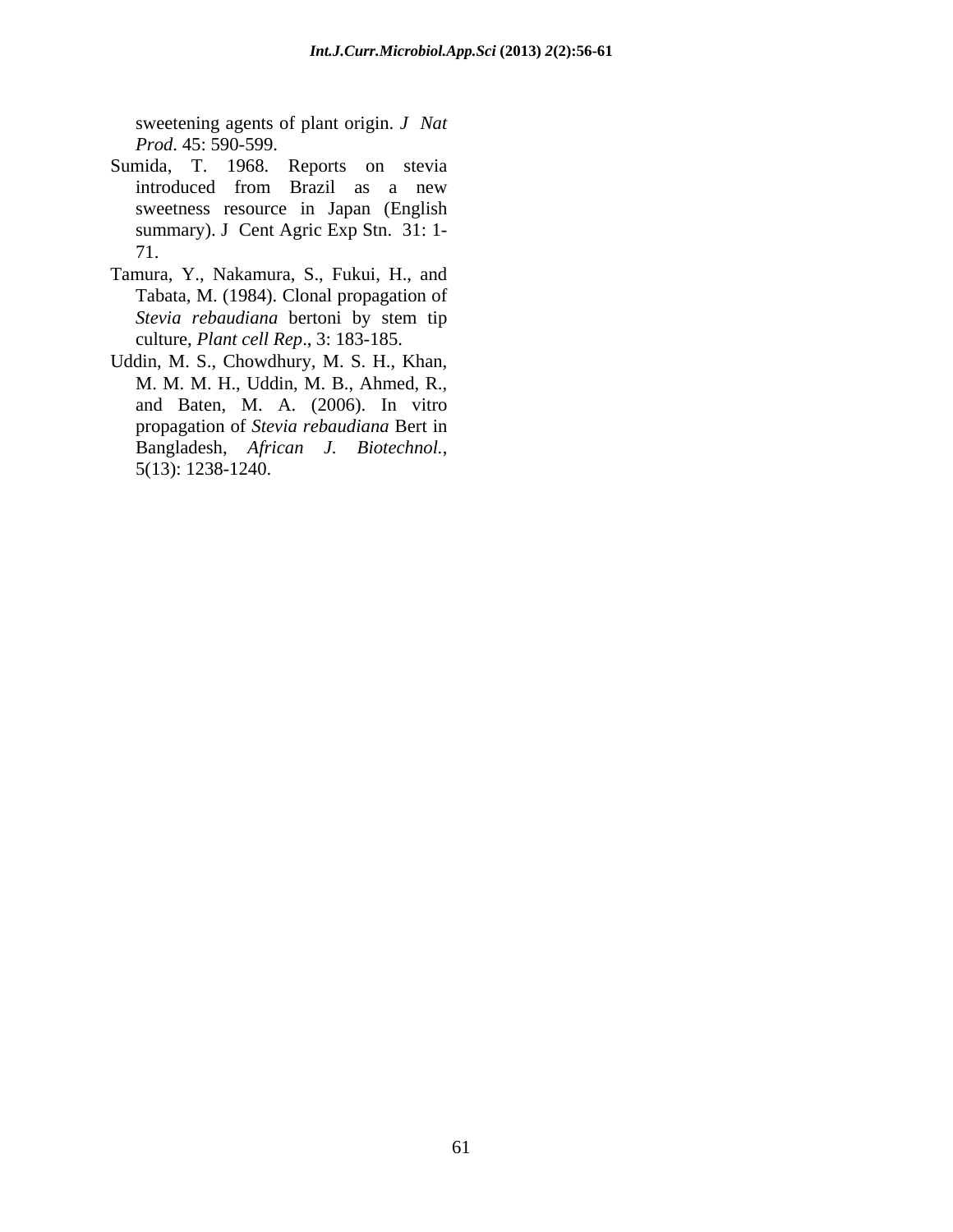sweetening agents of plant origin. *J Nat Prod*. 45: 590-599.

Sumida, T. 1968. Reports on stevia introduced from Brazil as a new sweetness resource in Japan (English summary). J Cent Agric Exp Stn. 31: 1-71.

Tamura, Y., Nakamura, S., Fukui, H., and Tabata, M. (1984). Clonal propagation of *Stevia rebaudiana* bertoni by stem tip culture, *Plant cell Rep*., 3: 183-185.

Uddin, M. S., Chowdhury, M. S. H., Khan, M. M. M. H., Uddin, M. B., Ahmed, R., and Baten, M. A. (2006). In vitro propagation of *Stevia rebaudiana* Bert in Bangladesh, *African J. Biotechnol.*, 5(13): 1238-1240.